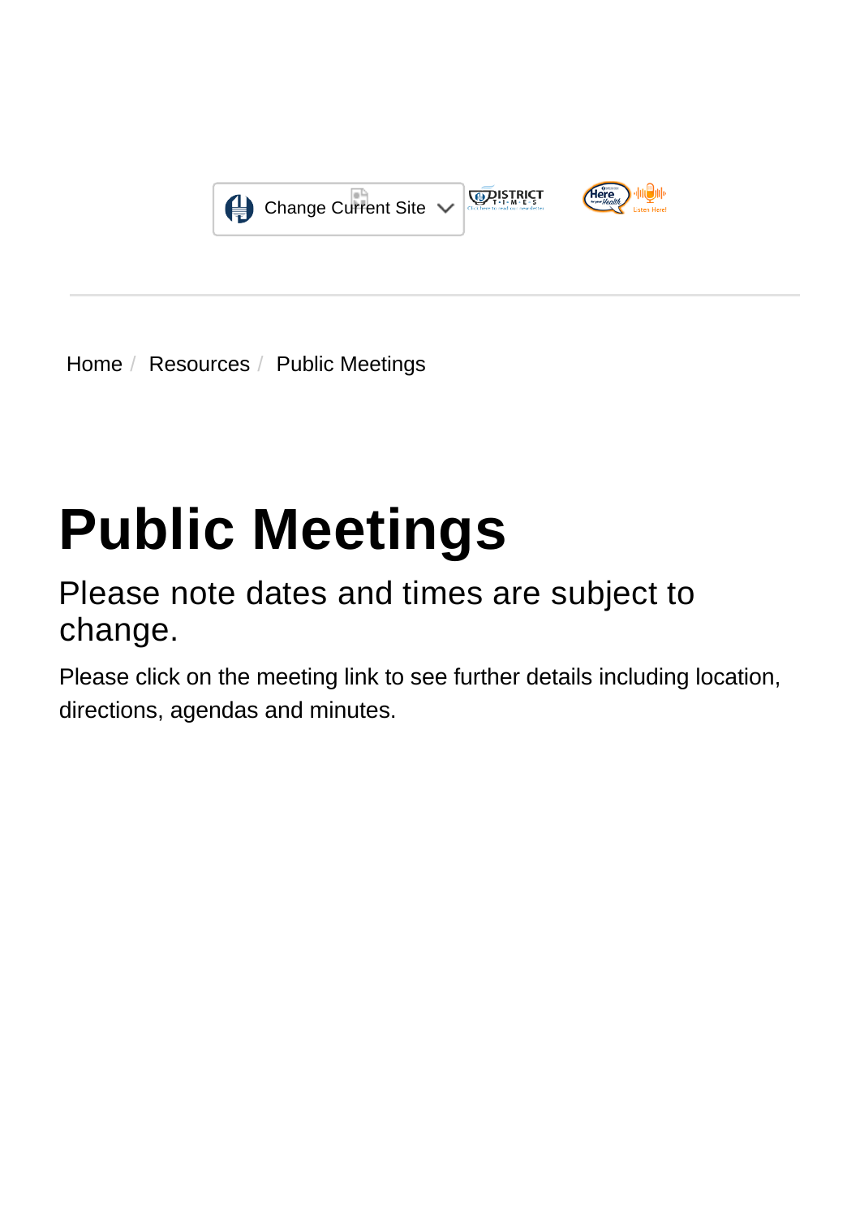Change Current Site

Home / Resources / Public Meetings

# Public Meetings

## Please note dates and times are subject to change.

Please click on the meeting link to see further details including location, directions, agendas and minutes.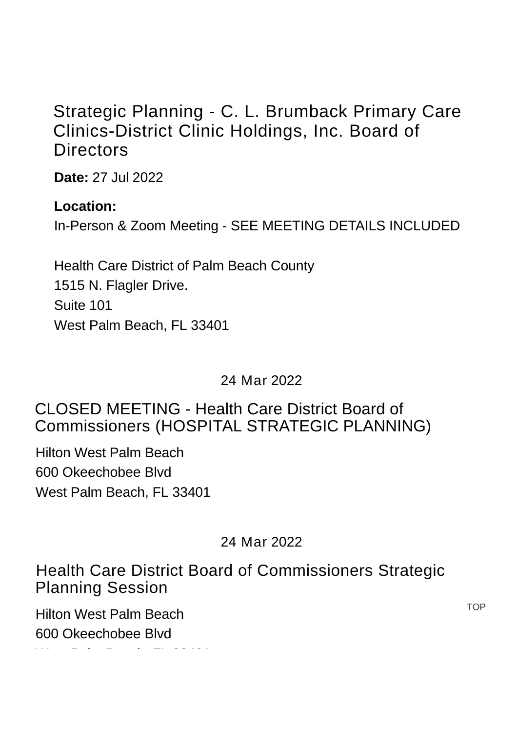## Strategic Planning - C. L. Brumback Primary Care Clinics-District Clinic Holdings, Inc. Board of Directors

**Date:** 27 Jul 2022

**Location:**
In-Person & Zoom Meeting - SEE MEETING DETAILS INCLUDED

Health Care District of Palm Beach County
1515 N. Flagler Drive.
Suite 101
West Palm Beach, FL 33401

24 Mar 2022

## CLOSED MEETING - Health Care District Board of Commissioners (HOSPITAL STRATEGIC PLANNING)

Hilton West Palm Beach
600 Okeechobee Blvd
West Palm Beach, FL 33401

24 Mar 2022

## Health Care District Board of Commissioners Strategic Planning Session

Hilton West Palm Beach
600 Okeechobee Blvd
West Palm Beach, FL 33401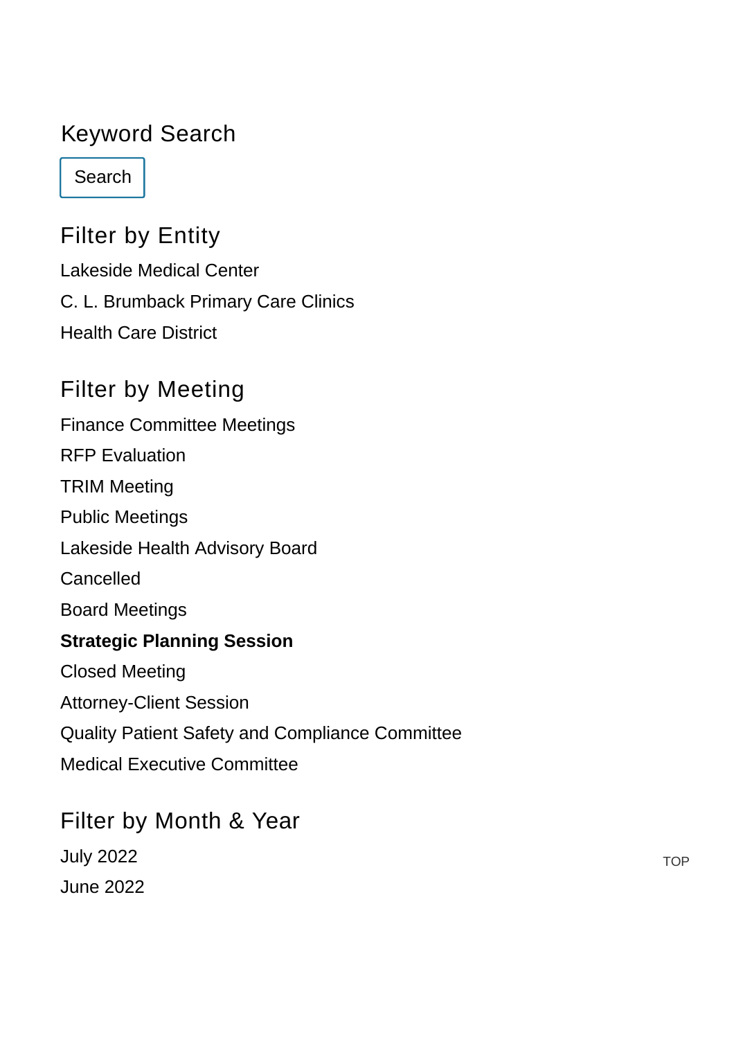## Keyword Search

Search

## Filter by Entity

Lakeside Medical Center

C. L. Brumback Primary Care Clinics

Health Care District

## Filter by Meeting

Finance Committee Meetings

RFP Evaluation

TRIM Meeting

Public Meetings

Lakeside Health Advisory Board

Cancelled

Board Meetings

**Strategic Planning Session**

Closed Meeting

Attorney-Client Session

Quality Patient Safety and Compliance Committee

Medical Executive Committee

## Filter by Month & Year

July 2022

June 2022

TOP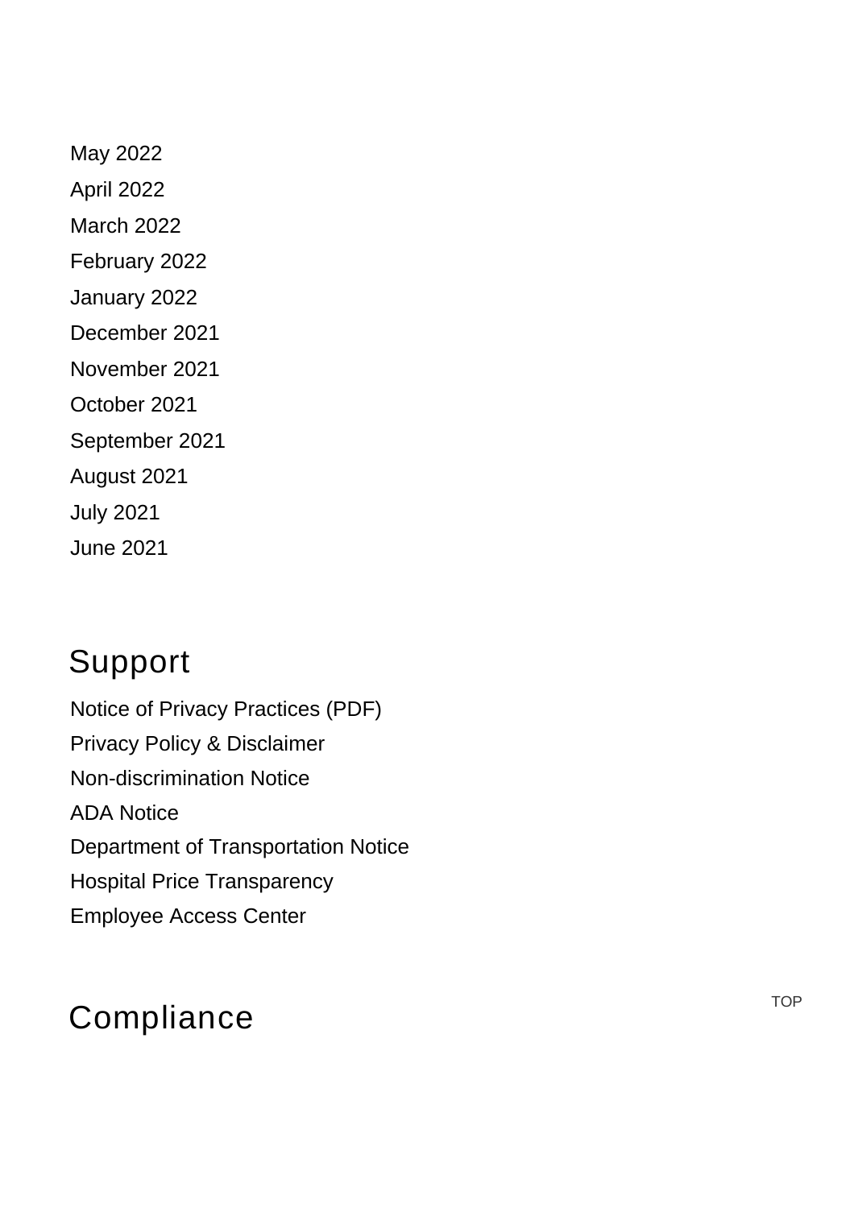May 2022
April 2022
March 2022
February 2022
January 2022
December 2021
November 2021
October 2021
September 2021
August 2021
July 2021
June 2021

## Support

Notice of Privacy Practices (PDF)
Privacy Policy & Disclaimer
Non-discrimination Notice
ADA Notice
Department of Transportation Notice
Hospital Price Transparency
Employee Access Center

## Compliance

TOP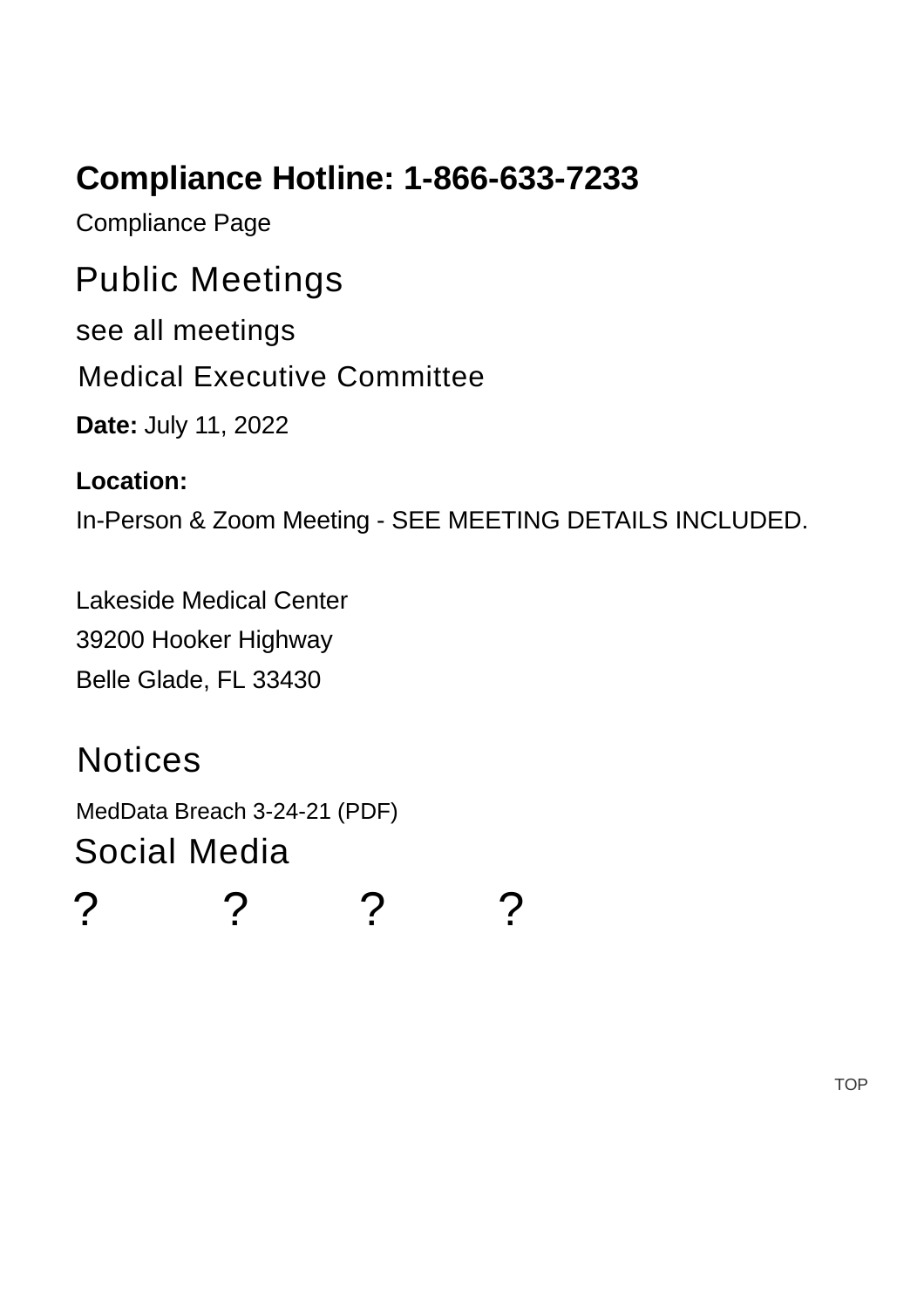**Compliance Hotline: 1-866-633-7233**

Compliance Page

## Public Meetings

see all meetings

### Medical Executive Committee

**Date:** July 11, 2022

**Location:**

In-Person & Zoom Meeting - SEE MEETING DETAILS INCLUDED.

Lakeside Medical Center
39200 Hooker Highway
Belle Glade, FL 33430

## Notices

MedData Breach 3-24-21 (PDF)

## Social Media

? ? ? ?

TOP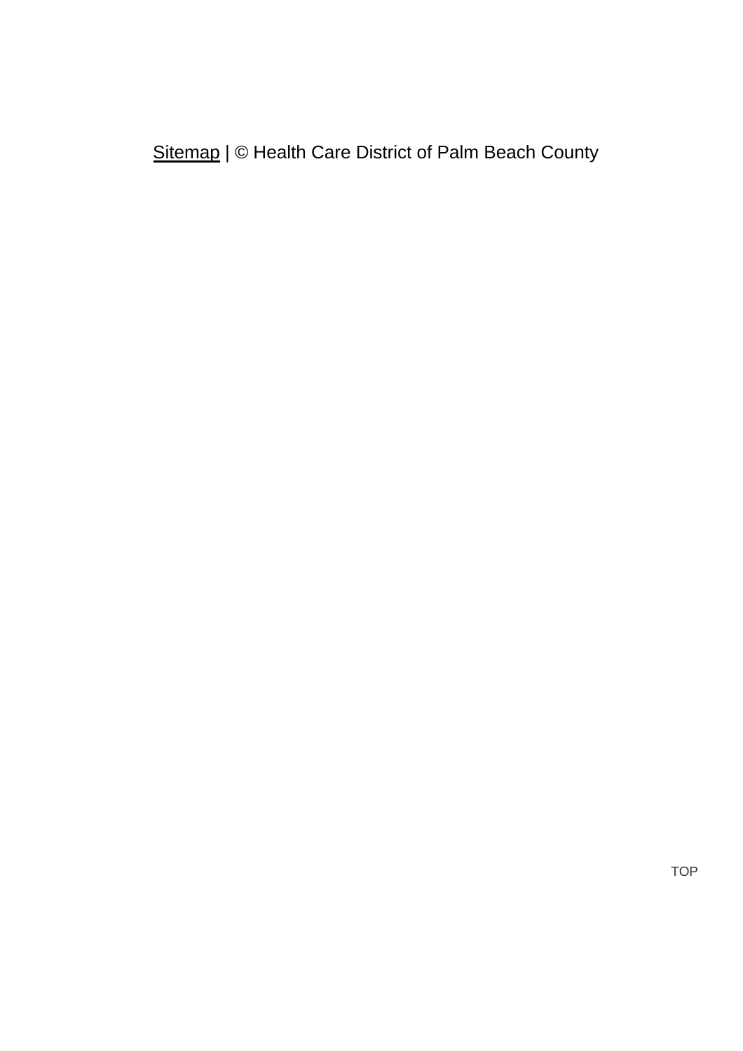[Sitemap](#) | © Health Care District of Palm Beach County

TOP